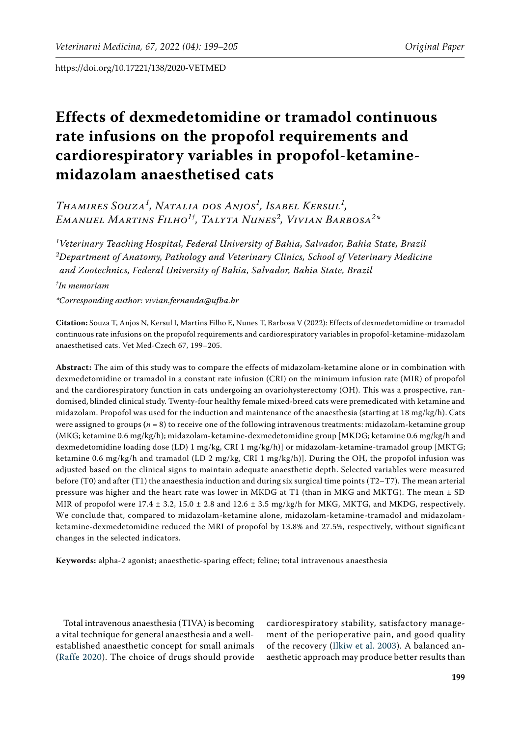https://doi.org/10.17221/138/2020-VETMED

# Effects of dexmedetomidine or tramadol continuous rate infusions on the propofol requirements and cardiorespiratory variables in propofol-ketamine-midazolam anaesthetised cats

*Thamires Souza[1], Natalia dos Anjos[1], Isabel Kersul[1], Emanuel Martins Filho[1†], Talyta Nunes[2], Vivian Barbosa[2]\**

[1]*Veterinary Teaching Hospital, Federal University of Bahia, Salvador, Bahia State, Brazil*
[2]*Department of Anatomy, Pathology and Veterinary Clinics, School of Veterinary Medicine and Zootechnics, Federal University of Bahia, Salvador, Bahia State, Brazil*

[†]*In memoriam*

*\*Corresponding author: vivian.fernanda@ufba.br*

**Citation:** Souza T, Anjos N, Kersul I, Martins Filho E, Nunes T, Barbosa V (2022): Effects of dexmedetomidine or tramadol continuous rate infusions on the propofol requirements and cardiorespiratory variables in propofol-ketamine-midazolam anaesthetised cats. Vet Med-Czech 67, 199–205.

**Abstract:** The aim of this study was to compare the effects of midazolam-ketamine alone or in combination with dexmedetomidine or tramadol in a constant rate infusion (CRI) on the minimum infusion rate (MIR) of propofol and the cardiorespiratory function in cats undergoing an ovariohysterectomy (OH). This was a prospective, randomised, blinded clinical study. Twenty-four healthy female mixed-breed cats were premedicated with ketamine and midazolam. Propofol was used for the induction and maintenance of the anaesthesia (starting at 18 mg/kg/h). Cats were assigned to groups ($n$ = 8) to receive one of the following intravenous treatments: midazolam-ketamine group (MKG; ketamine 0.6 mg/kg/h); midazolam-ketamine-dexmedetomidine group [MKDG; ketamine 0.6 mg/kg/h and dexmedetomidine loading dose (LD) 1 mg/kg, CRI 1 mg/kg/h)] or midazolam-ketamine-tramadol group [MKTG; ketamine 0.6 mg/kg/h and tramadol (LD 2 mg/kg, CRI 1 mg/kg/h)]. During the OH, the propofol infusion was adjusted based on the clinical signs to maintain adequate anaesthetic depth. Selected variables were measured before (T0) and after (T1) the anaesthesia induction and during six surgical time points (T2–T7). The mean arterial pressure was higher and the heart rate was lower in MKDG at T1 (than in MKG and MKTG). The mean ± SD MIR of propofol were 17.4 ± 3.2, 15.0 ± 2.8 and 12.6 ± 3.5 mg/kg/h for MKG, MKTG, and MKDG, respectively. We conclude that, compared to midazolam-ketamine alone, midazolam-ketamine-tramadol and midazolam-ketamine-dexmedetomidine reduced the MRI of propofol by 13.8% and 27.5%, respectively, without significant changes in the selected indicators.

**Keywords:** alpha-2 agonist; anaesthetic-sparing effect; feline; total intravenous anaesthesia

Total intravenous anaesthesia (TIVA) is becoming a vital technique for general anaesthesia and a well-established anaesthetic concept for small animals (Raffe 2020). The choice of drugs should provide cardiorespiratory stability, satisfactory management of the perioperative pain, and good quality of the recovery (Ilkiw et al. 2003). A balanced anaesthetic approach may produce better results than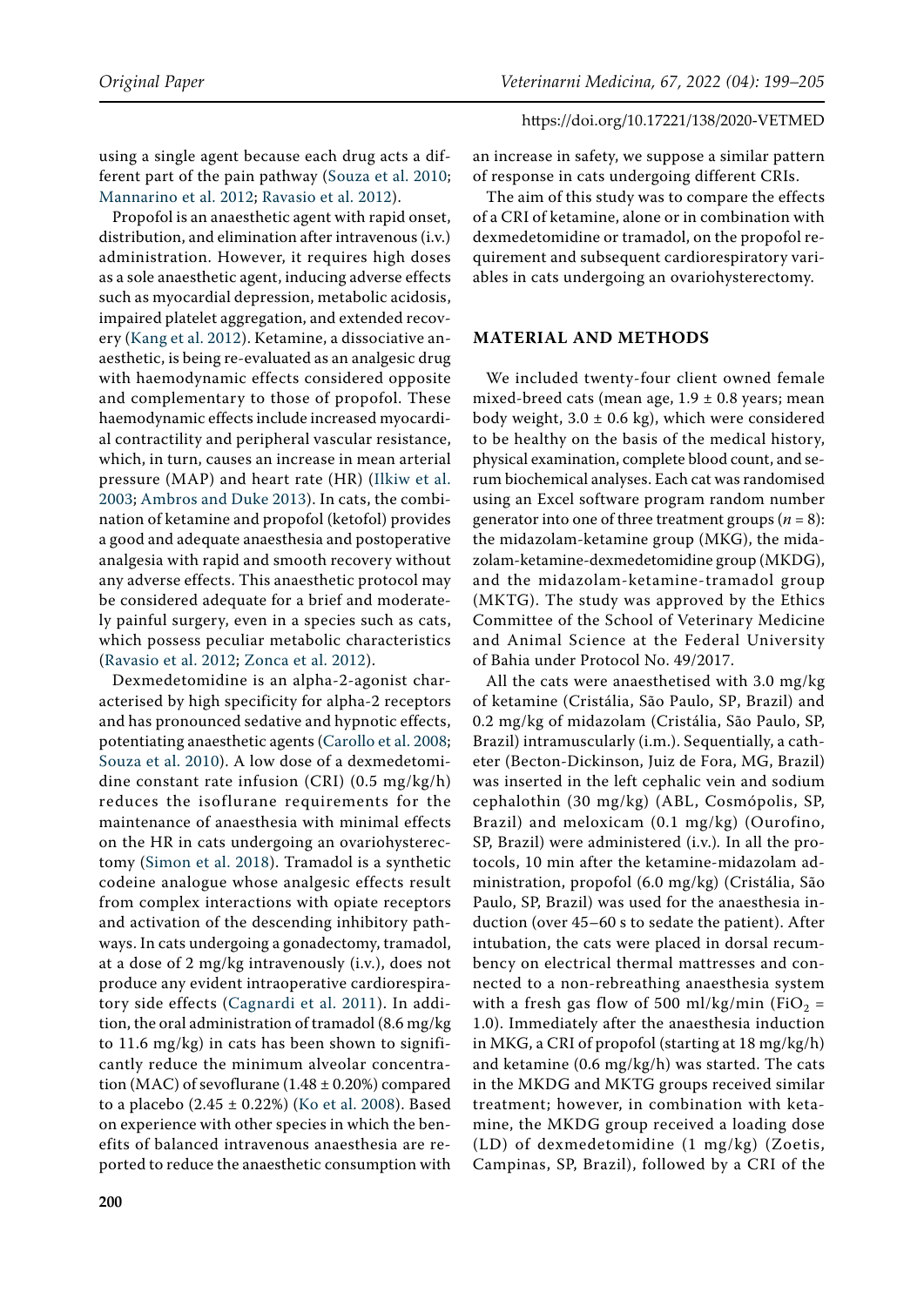using a single agent because each drug acts a different part of the pain pathway (Souza et al. 2010; Mannarino et al. 2012; Ravasio et al. 2012).

Propofol is an anaesthetic agent with rapid onset, distribution, and elimination after intravenous (i.v.) administration. However, it requires high doses as a sole anaesthetic agent, inducing adverse effects such as myocardial depression, metabolic acidosis, impaired platelet aggregation, and extended recovery (Kang et al. 2012). Ketamine, a dissociative anaesthetic, is being re-evaluated as an analgesic drug with haemodynamic effects considered opposite and complementary to those of propofol. These haemodynamic effects include increased myocardial contractility and peripheral vascular resistance, which, in turn, causes an increase in mean arterial pressure (MAP) and heart rate (HR) (Ilkiw et al. 2003; Ambros and Duke 2013). In cats, the combination of ketamine and propofol (ketofol) provides a good and adequate anaesthesia and postoperative analgesia with rapid and smooth recovery without any adverse effects. This anaesthetic protocol may be considered adequate for a brief and moderately painful surgery, even in a species such as cats, which possess peculiar metabolic characteristics (Ravasio et al. 2012; Zonca et al. 2012).

Dexmedetomidine is an alpha-2-agonist characterised by high specificity for alpha-2 receptors and has pronounced sedative and hypnotic effects, potentiating anaesthetic agents (Carollo et al. 2008; Souza et al. 2010). A low dose of a dexmedetomidine constant rate infusion (CRI) (0.5 mg/kg/h) reduces the isoflurane requirements for the maintenance of anaesthesia with minimal effects on the HR in cats undergoing an ovariohysterectomy (Simon et al. 2018). Tramadol is a synthetic codeine analogue whose analgesic effects result from complex interactions with opiate receptors and activation of the descending inhibitory pathways. In cats undergoing a gonadectomy, tramadol, at a dose of 2 mg/kg intravenously (i.v.), does not produce any evident intraoperative cardiorespiratory side effects (Cagnardi et al. 2011). In addition, the oral administration of tramadol (8.6 mg/kg to 11.6 mg/kg) in cats has been shown to significantly reduce the minimum alveolar concentration (MAC) of sevoflurane (1.48 ± 0.20%) compared to a placebo (2.45 ± 0.22%) (Ko et al. 2008). Based on experience with other species in which the benefits of balanced intravenous anaesthesia are reported to reduce the anaesthetic consumption with an increase in safety, we suppose a similar pattern of response in cats undergoing different CRIs.

The aim of this study was to compare the effects of a CRI of ketamine, alone or in combination with dexmedetomidine or tramadol, on the propofol requirement and subsequent cardiorespiratory variables in cats undergoing an ovariohysterectomy.

## MATERIAL AND METHODS

We included twenty-four client owned female mixed-breed cats (mean age, 1.9 ± 0.8 years; mean body weight, 3.0 ± 0.6 kg), which were considered to be healthy on the basis of the medical history, physical examination, complete blood count, and serum biochemical analyses. Each cat was randomised using an Excel software program random number generator into one of three treatment groups ($n = 8$): the midazolam-ketamine group (MKG), the midazolam-ketamine-dexmedetomidine group (MKDG), and the midazolam-ketamine-tramadol group (MKTG). The study was approved by the Ethics Committee of the School of Veterinary Medicine and Animal Science at the Federal University of Bahia under Protocol No. 49/2017.

All the cats were anaesthetised with 3.0 mg/kg of ketamine (Cristália, São Paulo, SP, Brazil) and 0.2 mg/kg of midazolam (Cristália, São Paulo, SP, Brazil) intramuscularly (i.m.). Sequentially, a catheter (Becton-Dickinson, Juiz de Fora, MG, Brazil) was inserted in the left cephalic vein and sodium cephalothin (30 mg/kg) (ABL, Cosmópolis, SP, Brazil) and meloxicam (0.1 mg/kg) (Ourofino, SP, Brazil) were administered (i.v.). In all the protocols, 10 min after the ketamine-midazolam administration, propofol (6.0 mg/kg) (Cristália, São Paulo, SP, Brazil) was used for the anaesthesia induction (over 45–60 s to sedate the patient). After intubation, the cats were placed in dorsal recumbency on electrical thermal mattresses and connected to a non-rebreathing anaesthesia system with a fresh gas flow of 500 ml/kg/min ($FiO_2$ = 1.0). Immediately after the anaesthesia induction in MKG, a CRI of propofol (starting at 18 mg/kg/h) and ketamine (0.6 mg/kg/h) was started. The cats in the MKDG and MKTG groups received similar treatment; however, in combination with ketamine, the MKDG group received a loading dose (LD) of dexmedetomidine (1 mg/kg) (Zoetis, Campinas, SP, Brazil), followed by a CRI of the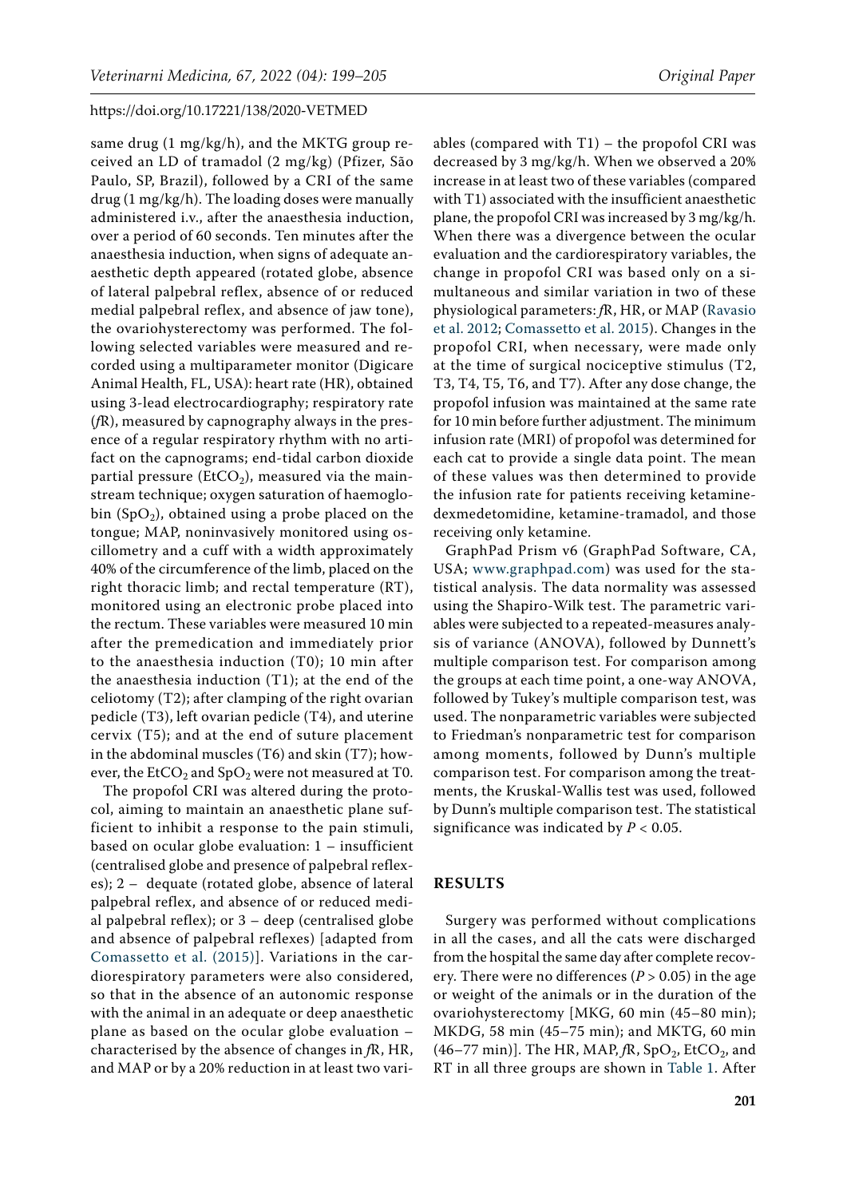same drug (1 mg/kg/h), and the MKTG group received an LD of tramadol (2 mg/kg) (Pfizer, São Paulo, SP, Brazil), followed by a CRI of the same drug (1 mg/kg/h). The loading doses were manually administered i.v., after the anaesthesia induction, over a period of 60 seconds. Ten minutes after the anaesthesia induction, when signs of adequate anaesthetic depth appeared (rotated globe, absence of lateral palpebral reflex, absence of or reduced medial palpebral reflex, and absence of jaw tone), the ovariohysterectomy was performed. The following selected variables were measured and recorded using a multiparameter monitor (Digicare Animal Health, FL, USA): heart rate (HR), obtained using 3-lead electrocardiography; respiratory rate (*f*R), measured by capnography always in the presence of a regular respiratory rhythm with no artifact on the capnograms; end-tidal carbon dioxide partial pressure ($EtCO_2$), measured via the mainstream technique; oxygen saturation of haemoglobin ($SpO_2$), obtained using a probe placed on the tongue; MAP, noninvasively monitored using oscillometry and a cuff with a width approximately 40% of the circumference of the limb, placed on the right thoracic limb; and rectal temperature (RT), monitored using an electronic probe placed into the rectum. These variables were measured 10 min after the premedication and immediately prior to the anaesthesia induction (T0); 10 min after the anaesthesia induction (T1); at the end of the celiotomy (T2); after clamping of the right ovarian pedicle (T3), left ovarian pedicle (T4), and uterine cervix (T5); and at the end of suture placement in the abdominal muscles (T6) and skin (T7); however, the $EtCO_2$ and $SpO_2$ were not measured at T0.

The propofol CRI was altered during the protocol, aiming to maintain an anaesthetic plane sufficient to inhibit a response to the pain stimuli, based on ocular globe evaluation: 1 – insufficient (centralised globe and presence of palpebral reflexes); 2 – dequate (rotated globe, absence of lateral palpebral reflex, and absence of or reduced medial palpebral reflex); or 3 – deep (centralised globe and absence of palpebral reflexes) [adapted from Comassetto et al. (2015)]. Variations in the cardiorespiratory parameters were also considered, so that in the absence of an autonomic response with the animal in an adequate or deep anaesthetic plane as based on the ocular globe evaluation – characterised by the absence of changes in *f*R, HR, and MAP or by a 20% reduction in at least two variables (compared with T1) – the propofol CRI was decreased by 3 mg/kg/h. When we observed a 20% increase in at least two of these variables (compared with T1) associated with the insufficient anaesthetic plane, the propofol CRI was increased by 3 mg/kg/h. When there was a divergence between the ocular evaluation and the cardiorespiratory variables, the change in propofol CRI was based only on a simultaneous and similar variation in two of these physiological parameters: *f*R, HR, or MAP (Ravasio et al. 2012; Comassetto et al. 2015). Changes in the propofol CRI, when necessary, were made only at the time of surgical nociceptive stimulus (T2, T3, T4, T5, T6, and T7). After any dose change, the propofol infusion was maintained at the same rate for 10 min before further adjustment. The minimum infusion rate (MRI) of propofol was determined for each cat to provide a single data point. The mean of these values was then determined to provide the infusion rate for patients receiving ketamine-dexmedetomidine, ketamine-tramadol, and those receiving only ketamine.

GraphPad Prism v6 (GraphPad Software, CA, USA; www.graphpad.com) was used for the statistical analysis. The data normality was assessed using the Shapiro-Wilk test. The parametric variables were subjected to a repeated-measures analysis of variance (ANOVA), followed by Dunnett's multiple comparison test. For comparison among the groups at each time point, a one-way ANOVA, followed by Tukey's multiple comparison test, was used. The nonparametric variables were subjected to Friedman's nonparametric test for comparison among moments, followed by Dunn's multiple comparison test. For comparison among the treatments, the Kruskal-Wallis test was used, followed by Dunn's multiple comparison test. The statistical significance was indicated by $P < 0.05$.

## RESULTS

Surgery was performed without complications in all the cases, and all the cats were discharged from the hospital the same day after complete recovery. There were no differences ($P > 0.05$) in the age or weight of the animals or in the duration of the ovariohysterectomy [MKG, 60 min (45–80 min); MKDG, 58 min (45–75 min); and MKTG, 60 min (46–77 min)]. The HR, MAP, *f*R, $SpO_2$, $EtCO_2$, and RT in all three groups are shown in Table 1. After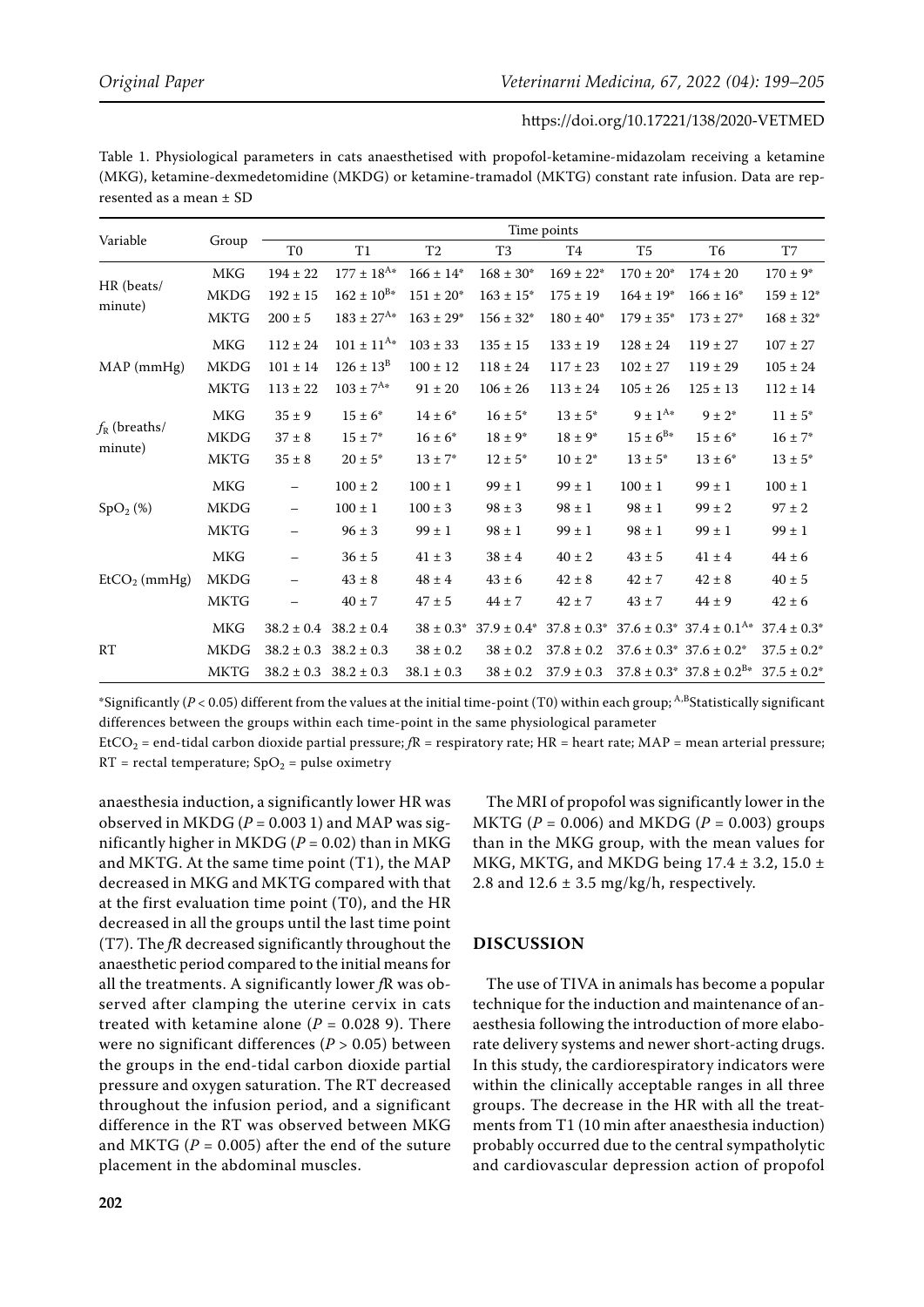Table 1. Physiological parameters in cats anaesthetised with propofol-ketamine-midazolam receiving a ketamine (MKG), ketamine-dexmedetomidine (MKDG) or ketamine-tramadol (MKTG) constant rate infusion. Data are represented as a mean ± SD

| Variable | Group | Time points | | | | | | | |
|---|---|---|---|---|---|---|---|---|---|
| | | T0 | T1 | T2 | T3 | T4 | T5 | T6 | T7 |
| HR (beats/minute) | MKG | 194 ± 22 | 177 ± 18[A*] | 166 ± 14* | 168 ± 30* | 169 ± 22* | 170 ± 20* | 174 ± 20 | 170 ± 9* |
| | MKDG | 192 ± 15 | 162 ± 10[B*] | 151 ± 20* | 163 ± 15* | 175 ± 19 | 164 ± 19* | 166 ± 16* | 159 ± 12* |
| | MKTG | 200 ± 5 | 183 ± 27[A*] | 163 ± 29* | 156 ± 32* | 180 ± 40* | 179 ± 35* | 173 ± 27* | 168 ± 32* |
| MAP (mmHg) | MKG | 112 ± 24 | 101 ± 11[A*] | 103 ± 33 | 135 ± 15 | 133 ± 19 | 128 ± 24 | 119 ± 27 | 107 ± 27 |
| | MKDG | 101 ± 14 | 126 ± 13[B] | 100 ± 12 | 118 ± 24 | 117 ± 23 | 102 ± 27 | 119 ± 29 | 105 ± 24 |
| | MKTG | 113 ± 22 | 103 ± 7[A*] | 91 ± 20 | 106 ± 26 | 113 ± 24 | 105 ± 26 | 125 ± 13 | 112 ± 14 |
| $f_R$ (breaths/minute) | MKG | 35 ± 9 | 15 ± 6* | 14 ± 6* | 16 ± 5* | 13 ± 5* | 9 ± 1[A*] | 9 ± 2* | 11 ± 5* |
| | MKDG | 37 ± 8 | 15 ± 7* | 16 ± 6* | 18 ± 9* | 18 ± 9* | 15 ± 6[B*] | 15 ± 6* | 16 ± 7* |
| | MKTG | 35 ± 8 | 20 ± 5* | 13 ± 7* | 12 ± 5* | 10 ± 2* | 13 ± 5* | 13 ± 6* | 13 ± 5* |
| $SpO_2$ (%) | MKG | – | 100 ± 2 | 100 ± 1 | 99 ± 1 | 99 ± 1 | 100 ± 1 | 99 ± 1 | 100 ± 1 |
| | MKDG | – | 100 ± 1 | 100 ± 3 | 98 ± 3 | 98 ± 1 | 98 ± 1 | 99 ± 2 | 97 ± 2 |
| | MKTG | – | 96 ± 3 | 99 ± 1 | 98 ± 1 | 99 ± 1 | 98 ± 1 | 99 ± 1 | 99 ± 1 |
| $EtCO_2$ (mmHg) | MKG | – | 36 ± 5 | 41 ± 3 | 38 ± 4 | 40 ± 2 | 43 ± 5 | 41 ± 4 | 44 ± 6 |
| | MKDG | – | 43 ± 8 | 48 ± 4 | 43 ± 6 | 42 ± 8 | 42 ± 7 | 42 ± 8 | 40 ± 5 |
| | MKTG | – | 40 ± 7 | 47 ± 5 | 44 ± 7 | 42 ± 7 | 43 ± 7 | 44 ± 9 | 42 ± 6 |
| RT | MKG | 38.2 ± 0.4 | 38.2 ± 0.4 | 38 ± 0.3* | 37.9 ± 0.4* | 37.8 ± 0.3* | 37.6 ± 0.3* | 37.4 ± 0.1[A*] | 37.4 ± 0.3* |
| | MKDG | 38.2 ± 0.3 | 38.2 ± 0.3 | 38 ± 0.2 | 38 ± 0.2 | 37.8 ± 0.2 | 37.6 ± 0.3* | 37.6 ± 0.2* | 37.5 ± 0.2* |
| | MKTG | 38.2 ± 0.3 | 38.2 ± 0.3 | 38.1 ± 0.3 | 38 ± 0.2 | 37.9 ± 0.3 | 37.8 ± 0.3* | 37.8 ± 0.2[B*] | 37.5 ± 0.2* |

*Significantly ($P < 0.05$) different from the values at the initial time-point (T0) within each group; [A,B]Statistically significant differences between the groups within each time-point in the same physiological parameter

$EtCO_2$ = end-tidal carbon dioxide partial pressure; $f$R = respiratory rate; HR = heart rate; MAP = mean arterial pressure; RT = rectal temperature; $SpO_2$ = pulse oximetry

anaesthesia induction, a significantly lower HR was observed in MKDG ($P = 0.003$ 1) and MAP was significantly higher in MKDG ($P = 0.02$) than in MKG and MKTG. At the same time point (T1), the MAP decreased in MKG and MKTG compared with that at the first evaluation time point (T0), and the HR decreased in all the groups until the last time point (T7). The $f$R decreased significantly throughout the anaesthetic period compared to the initial means for all the treatments. A significantly lower $f$R was observed after clamping the uterine cervix in cats treated with ketamine alone ($P = 0.028$ 9). There were no significant differences ($P > 0.05$) between the groups in the end-tidal carbon dioxide partial pressure and oxygen saturation. The RT decreased throughout the infusion period, and a significant difference in the RT was observed between MKG and MKTG ($P = 0.005$) after the end of the suture placement in the abdominal muscles.

The MRI of propofol was significantly lower in the MKTG ($P = 0.006$) and MKDG ($P = 0.003$) groups than in the MKG group, with the mean values for MKG, MKTG, and MKDG being 17.4 ± 3.2, 15.0 ± 2.8 and 12.6 ± 3.5 mg/kg/h, respectively.

## DISCUSSION

The use of TIVA in animals has become a popular technique for the induction and maintenance of anaesthesia following the introduction of more elaborate delivery systems and newer short-acting drugs. In this study, the cardiorespiratory indicators were within the clinically acceptable ranges in all three groups. The decrease in the HR with all the treatments from T1 (10 min after anaesthesia induction) probably occurred due to the central sympatholytic and cardiovascular depression action of propofol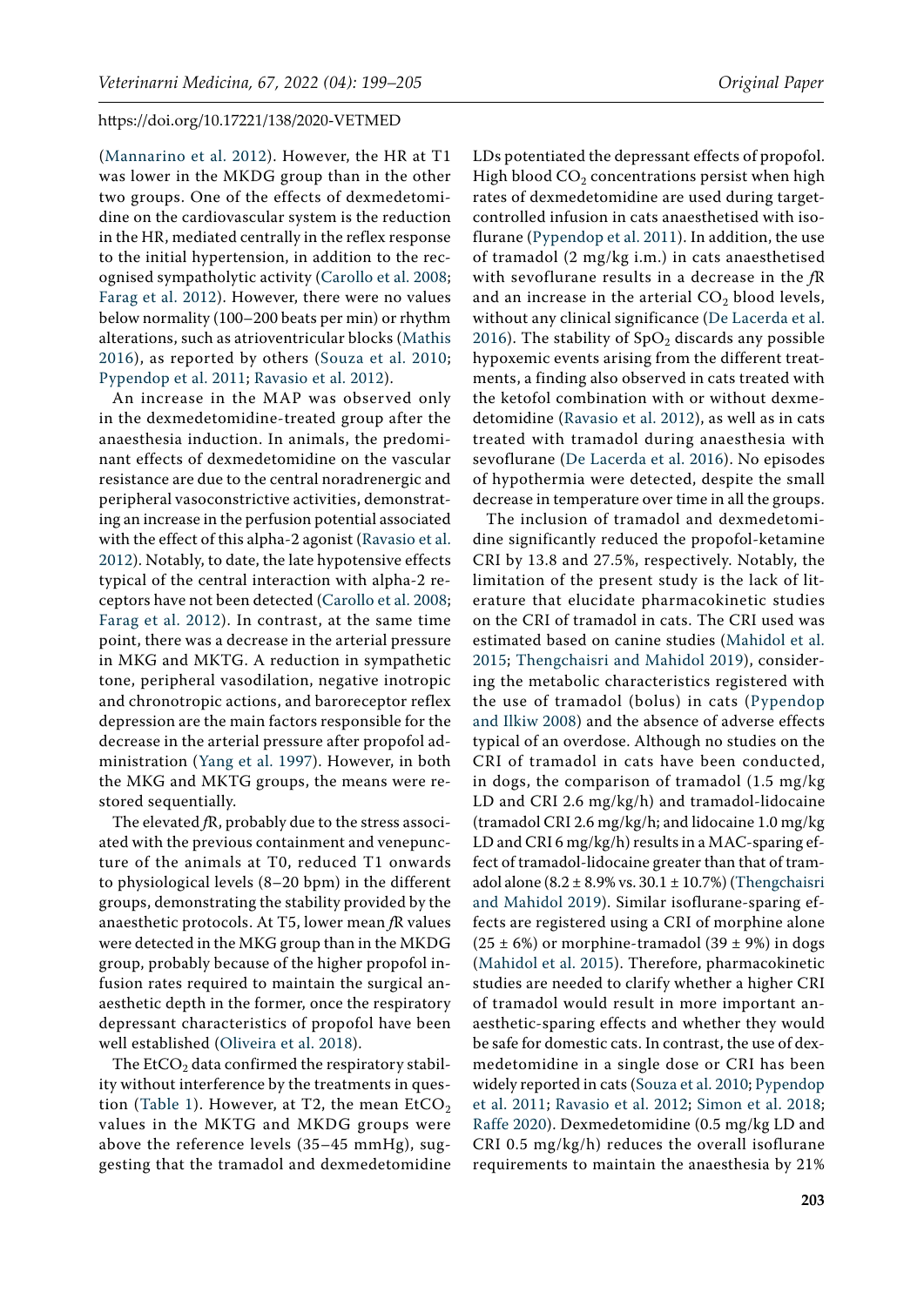(Mannarino et al. 2012). However, the HR at T1 was lower in the MKDG group than in the other two groups. One of the effects of dexmedetomidine on the cardiovascular system is the reduction in the HR, mediated centrally in the reflex response to the initial hypertension, in addition to the recognised sympatholytic activity (Carollo et al. 2008; Farag et al. 2012). However, there were no values below normality (100–200 beats per min) or rhythm alterations, such as atrioventricular blocks (Mathis 2016), as reported by others (Souza et al. 2010; Pypendop et al. 2011; Ravasio et al. 2012).

An increase in the MAP was observed only in the dexmedetomidine-treated group after the anaesthesia induction. In animals, the predominant effects of dexmedetomidine on the vascular resistance are due to the central noradrenergic and peripheral vasoconstrictive activities, demonstrating an increase in the perfusion potential associated with the effect of this alpha-2 agonist (Ravasio et al. 2012). Notably, to date, the late hypotensive effects typical of the central interaction with alpha-2 receptors have not been detected (Carollo et al. 2008; Farag et al. 2012). In contrast, at the same time point, there was a decrease in the arterial pressure in MKG and MKTG. A reduction in sympathetic tone, peripheral vasodilation, negative inotropic and chronotropic actions, and baroreceptor reflex depression are the main factors responsible for the decrease in the arterial pressure after propofol administration (Yang et al. 1997). However, in both the MKG and MKTG groups, the means were restored sequentially.

The elevated *f*R, probably due to the stress associated with the previous containment and venepuncture of the animals at T0, reduced T1 onwards to physiological levels (8–20 bpm) in the different groups, demonstrating the stability provided by the anaesthetic protocols. At T5, lower mean *f*R values were detected in the MKG group than in the MKDG group, probably because of the higher propofol infusion rates required to maintain the surgical anaesthetic depth in the former, once the respiratory depressant characteristics of propofol have been well established (Oliveira et al. 2018).

The $EtCO_2$ data confirmed the respiratory stability without interference by the treatments in question (Table 1). However, at T2, the mean $EtCO_2$ values in the MKTG and MKDG groups were above the reference levels (35–45 mmHg), suggesting that the tramadol and dexmedetomidine LDs potentiated the depressant effects of propofol. High blood $CO_2$ concentrations persist when high rates of dexmedetomidine are used during target-controlled infusion in cats anaesthetised with isoflurane (Pypendop et al. 2011). In addition, the use of tramadol (2 mg/kg i.m.) in cats anaesthetised with sevoflurane results in a decrease in the *f*R and an increase in the arterial $CO_2$ blood levels, without any clinical significance (De Lacerda et al. 2016). The stability of $SpO_2$ discards any possible hypoxemic events arising from the different treatments, a finding also observed in cats treated with the ketofol combination with or without dexmedetomidine (Ravasio et al. 2012), as well as in cats treated with tramadol during anaesthesia with sevoflurane (De Lacerda et al. 2016). No episodes of hypothermia were detected, despite the small decrease in temperature over time in all the groups.

The inclusion of tramadol and dexmedetomidine significantly reduced the propofol-ketamine CRI by 13.8 and 27.5%, respectively. Notably, the limitation of the present study is the lack of literature that elucidate pharmacokinetic studies on the CRI of tramadol in cats. The CRI used was estimated based on canine studies (Mahidol et al. 2015; Thengchaisri and Mahidol 2019), considering the metabolic characteristics registered with the use of tramadol (bolus) in cats (Pypendop and Ilkiw 2008) and the absence of adverse effects typical of an overdose. Although no studies on the CRI of tramadol in cats have been conducted, in dogs, the comparison of tramadol (1.5 mg/kg LD and CRI 2.6 mg/kg/h) and tramadol-lidocaine (tramadol CRI 2.6 mg/kg/h; and lidocaine 1.0 mg/kg LD and CRI 6 mg/kg/h) results in a MAC-sparing effect of tramadol-lidocaine greater than that of tramadol alone (8.2 ± 8.9% vs. 30.1 ± 10.7%) (Thengchaisri and Mahidol 2019). Similar isoflurane-sparing effects are registered using a CRI of morphine alone (25 ± 6%) or morphine-tramadol (39 ± 9%) in dogs (Mahidol et al. 2015). Therefore, pharmacokinetic studies are needed to clarify whether a higher CRI of tramadol would result in more important anaesthetic-sparing effects and whether they would be safe for domestic cats. In contrast, the use of dexmedetomidine in a single dose or CRI has been widely reported in cats (Souza et al. 2010; Pypendop et al. 2011; Ravasio et al. 2012; Simon et al. 2018; Raffe 2020). Dexmedetomidine (0.5 mg/kg LD and CRI 0.5 mg/kg/h) reduces the overall isoflurane requirements to maintain the anaesthesia by 21%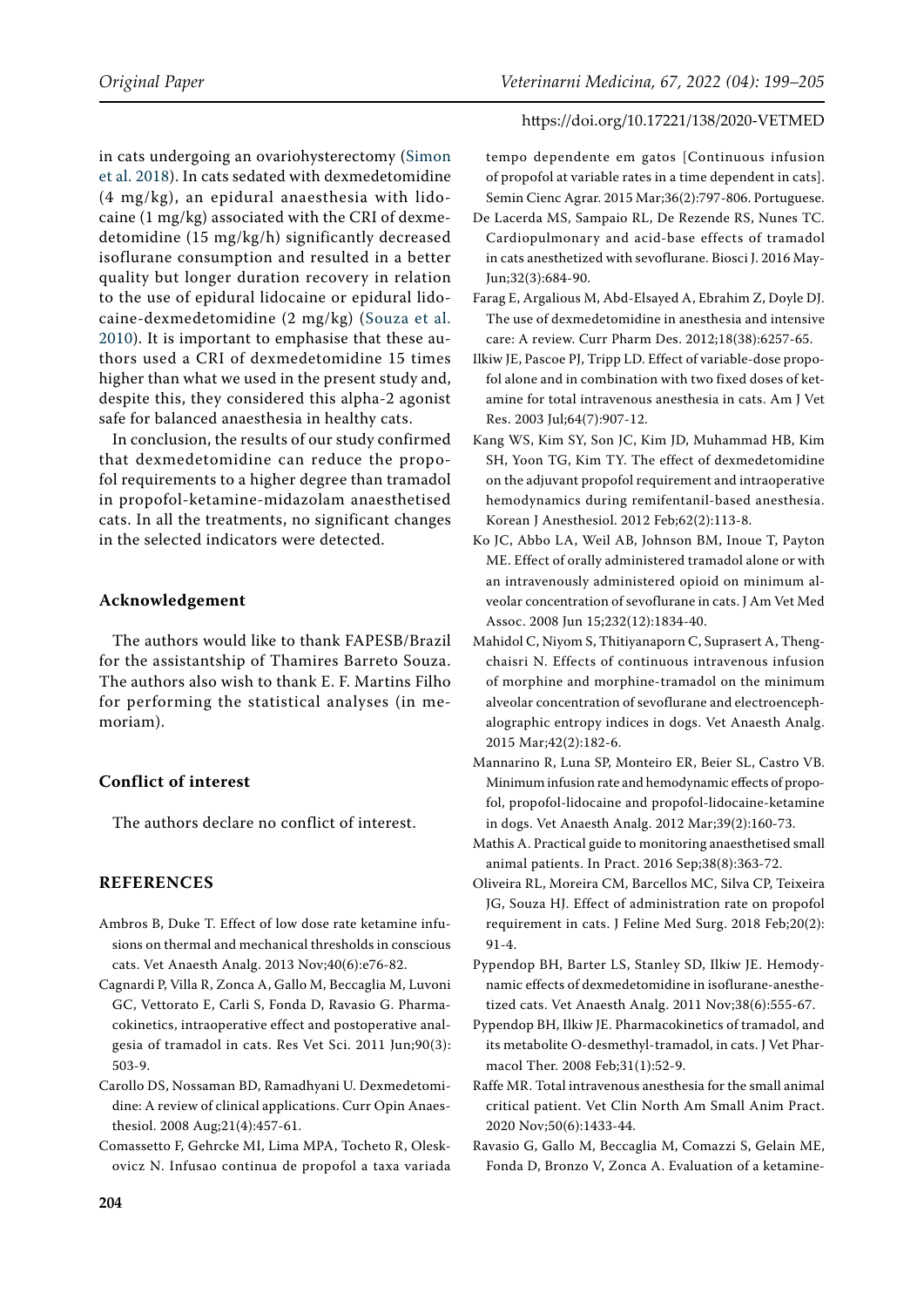in cats undergoing an ovariohysterectomy (Simon et al. 2018). In cats sedated with dexmedetomidine (4 mg/kg), an epidural anaesthesia with lidocaine (1 mg/kg) associated with the CRI of dexmedetomidine (15 mg/kg/h) significantly decreased isoflurane consumption and resulted in a better quality but longer duration recovery in relation to the use of epidural lidocaine or epidural lidocaine-dexmedetomidine (2 mg/kg) (Souza et al. 2010). It is important to emphasise that these authors used a CRI of dexmedetomidine 15 times higher than what we used in the present study and, despite this, they considered this alpha-2 agonist safe for balanced anaesthesia in healthy cats.

In conclusion, the results of our study confirmed that dexmedetomidine can reduce the propofol requirements to a higher degree than tramadol in propofol-ketamine-midazolam anaesthetised cats. In all the treatments, no significant changes in the selected indicators were detected.

### Acknowledgement

The authors would like to thank FAPESB/Brazil for the assistantship of Thamires Barreto Souza. The authors also wish to thank E. F. Martins Filho for performing the statistical analyses (in memoriam).

### Conflict of interest

The authors declare no conflict of interest.

## REFERENCES

Ambros B, Duke T. Effect of low dose rate ketamine infusions on thermal and mechanical thresholds in conscious cats. Vet Anaesth Analg. 2013 Nov;40(6):e76-82.

Cagnardi P, Villa R, Zonca A, Gallo M, Beccaglia M, Luvoni GC, Vettorato E, Carli S, Fonda D, Ravasio G. Pharmacokinetics, intraoperative effect and postoperative analgesia of tramadol in cats. Res Vet Sci. 2011 Jun;90(3): 503-9.

Carollo DS, Nossaman BD, Ramadhyani U. Dexmedetomidine: A review of clinical applications. Curr Opin Anaesthesiol. 2008 Aug;21(4):457-61.

Comassetto F, Gehrcke MI, Lima MPA, Tocheto R, Oleskovicz N. Infusao continua de propofol a taxa variada tempo dependente em gatos [Continuous infusion of propofol at variable rates in a time dependent in cats]. Semin Cienc Agrar. 2015 Mar;36(2):797-806. Portuguese.

De Lacerda MS, Sampaio RL, De Rezende RS, Nunes TC. Cardiopulmonary and acid-base effects of tramadol in cats anesthetized with sevoflurane. Biosci J. 2016 May-Jun;32(3):684-90.

Farag E, Argalious M, Abd-Elsayed A, Ebrahim Z, Doyle DJ. The use of dexmedetomidine in anesthesia and intensive care: A review. Curr Pharm Des. 2012;18(38):6257-65.

Ilkiw JE, Pascoe PJ, Tripp LD. Effect of variable-dose propofol alone and in combination with two fixed doses of ketamine for total intravenous anesthesia in cats. Am J Vet Res. 2003 Jul;64(7):907-12.

Kang WS, Kim SY, Son JC, Kim JD, Muhammad HB, Kim SH, Yoon TG, Kim TY. The effect of dexmedetomidine on the adjuvant propofol requirement and intraoperative hemodynamics during remifentanil-based anesthesia. Korean J Anesthesiol. 2012 Feb;62(2):113-8.

Ko JC, Abbo LA, Weil AB, Johnson BM, Inoue T, Payton ME. Effect of orally administered tramadol alone or with an intravenously administered opioid on minimum alveolar concentration of sevoflurane in cats. J Am Vet Med Assoc. 2008 Jun 15;232(12):1834-40.

Mahidol C, Niyom S, Thitiyanaporn C, Suprasert A, Thengchaisri N. Effects of continuous intravenous infusion of morphine and morphine-tramadol on the minimum alveolar concentration of sevoflurane and electroencephalographic entropy indices in dogs. Vet Anaesth Analg. 2015 Mar;42(2):182-6.

Mannarino R, Luna SP, Monteiro ER, Beier SL, Castro VB. Minimum infusion rate and hemodynamic effects of propofol, propofol-lidocaine and propofol-lidocaine-ketamine in dogs. Vet Anaesth Analg. 2012 Mar;39(2):160-73.

Mathis A. Practical guide to monitoring anaesthetised small animal patients. In Pract. 2016 Sep;38(8):363-72.

Oliveira RL, Moreira CM, Barcellos MC, Silva CP, Teixeira JG, Souza HJ. Effect of administration rate on propofol requirement in cats. J Feline Med Surg. 2018 Feb;20(2): 91-4.

Pypendop BH, Barter LS, Stanley SD, Ilkiw JE. Hemodynamic effects of dexmedetomidine in isoflurane-anesthetized cats. Vet Anaesth Analg. 2011 Nov;38(6):555-67.

Pypendop BH, Ilkiw JE. Pharmacokinetics of tramadol, and its metabolite O-desmethyl-tramadol, in cats. J Vet Pharmacol Ther. 2008 Feb;31(1):52-9.

Raffe MR. Total intravenous anesthesia for the small animal critical patient. Vet Clin North Am Small Anim Pract. 2020 Nov;50(6):1433-44.

Ravasio G, Gallo M, Beccaglia M, Comazzi S, Gelain ME, Fonda D, Bronzo V, Zonca A. Evaluation of a ketamine-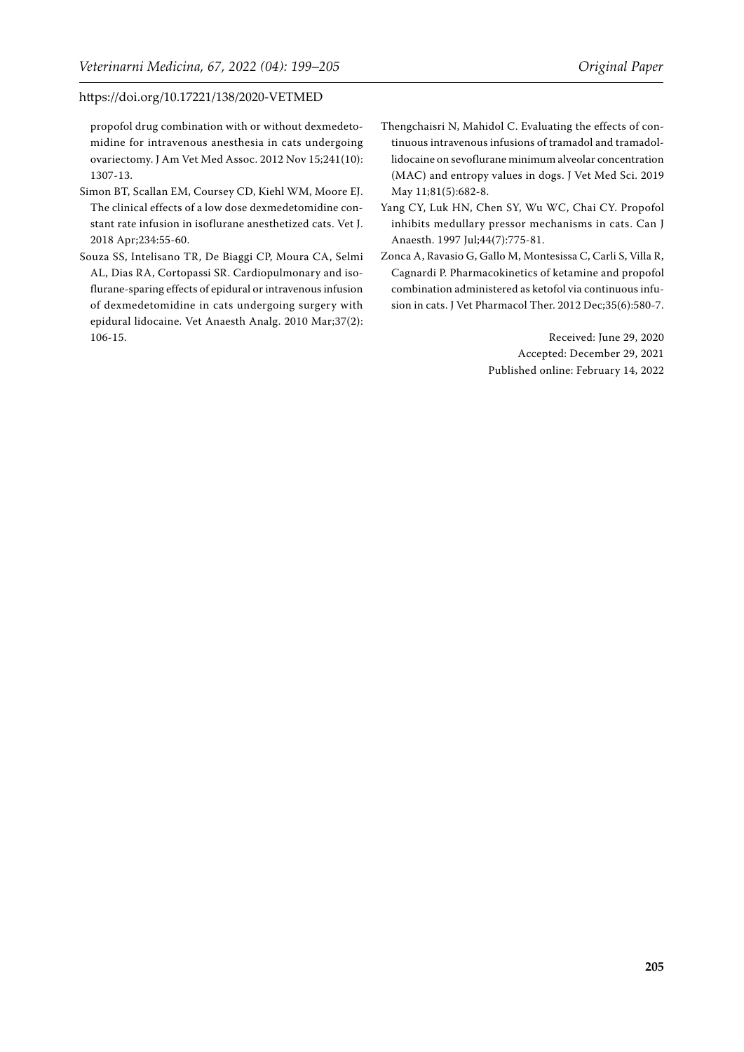propofol drug combination with or without dexmedetomidine for intravenous anesthesia in cats undergoing ovariectomy. J Am Vet Med Assoc. 2012 Nov 15;241(10): 1307-13.

Simon BT, Scallan EM, Coursey CD, Kiehl WM, Moore EJ. The clinical effects of a low dose dexmedetomidine constant rate infusion in isoflurane anesthetized cats. Vet J. 2018 Apr;234:55-60.

Souza SS, Intelisano TR, De Biaggi CP, Moura CA, Selmi AL, Dias RA, Cortopassi SR. Cardiopulmonary and isoflurane-sparing effects of epidural or intravenous infusion of dexmedetomidine in cats undergoing surgery with epidural lidocaine. Vet Anaesth Analg. 2010 Mar;37(2): 106-15.

Thengchaisri N, Mahidol C. Evaluating the effects of continuous intravenous infusions of tramadol and tramadol-lidocaine on sevoflurane minimum alveolar concentration (MAC) and entropy values in dogs. J Vet Med Sci. 2019 May 11;81(5):682-8.

Yang CY, Luk HN, Chen SY, Wu WC, Chai CY. Propofol inhibits medullary pressor mechanisms in cats. Can J Anaesth. 1997 Jul;44(7):775-81.

Zonca A, Ravasio G, Gallo M, Montesissa C, Carli S, Villa R, Cagnardi P. Pharmacokinetics of ketamine and propofol combination administered as ketofol via continuous infusion in cats. J Vet Pharmacol Ther. 2012 Dec;35(6):580-7.

Received: June 29, 2020
Accepted: December 29, 2021
Published online: February 14, 2022